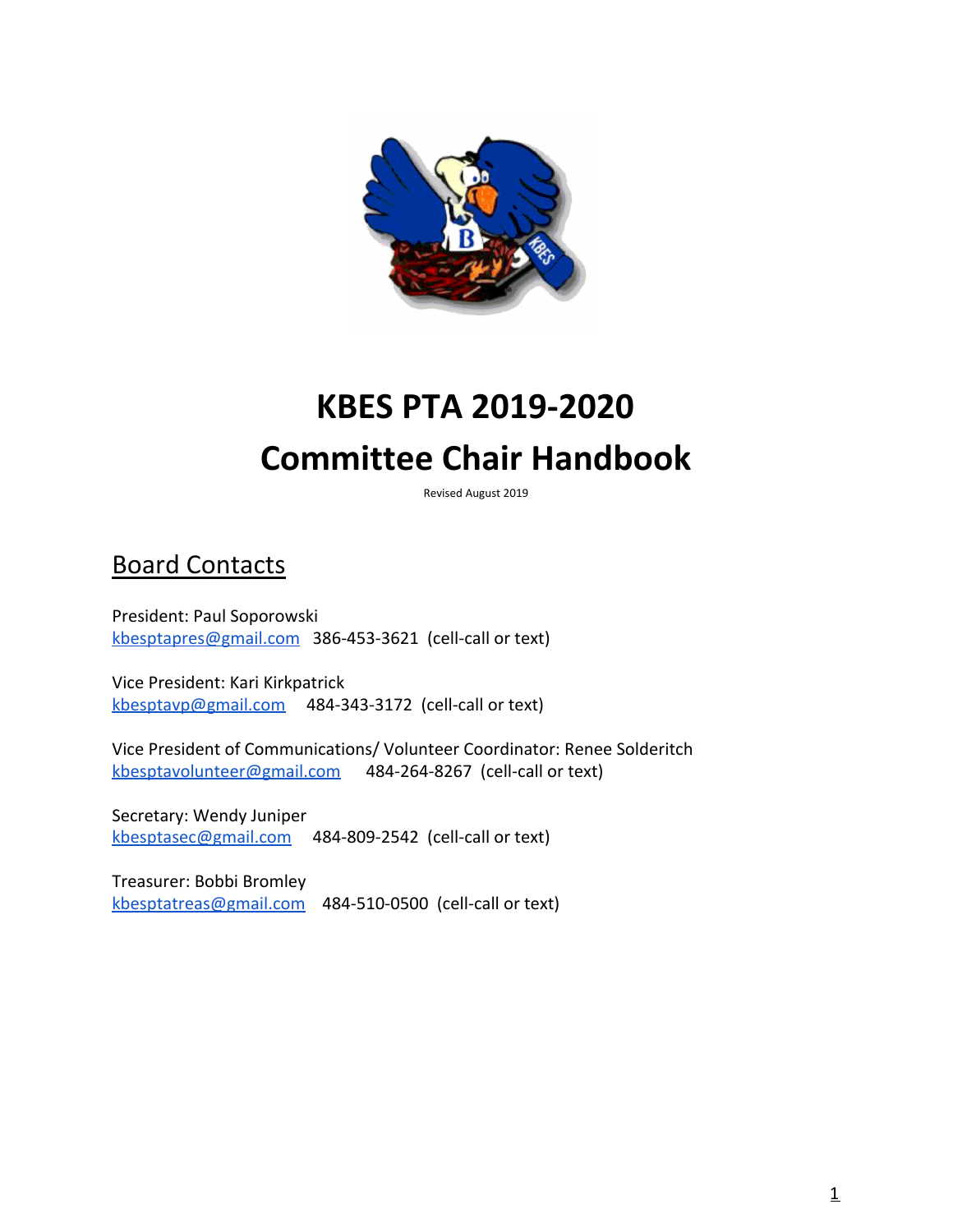# KBES PTA 2019-2020
# Committee Chair Handbook

Revised August 2019

## Board Contacts

President: Paul Soporowski
kbesptapres@gmail.com 386-453-3621 (cell-call or text)

Vice President: Kari Kirkpatrick
kbesptavp@gmail.com 484-343-3172 (cell-call or text)

Vice President of Communications/ Volunteer Coordinator: Renee Solderitch
kbesptavolunteer@gmail.com 484-264-8267 (cell-call or text)

Secretary: Wendy Juniper
kbesptasec@gmail.com 484-809-2542 (cell-call or text)

Treasurer: Bobbi Bromley
kbesptatreas@gmail.com 484-510-0500 (cell-call or text)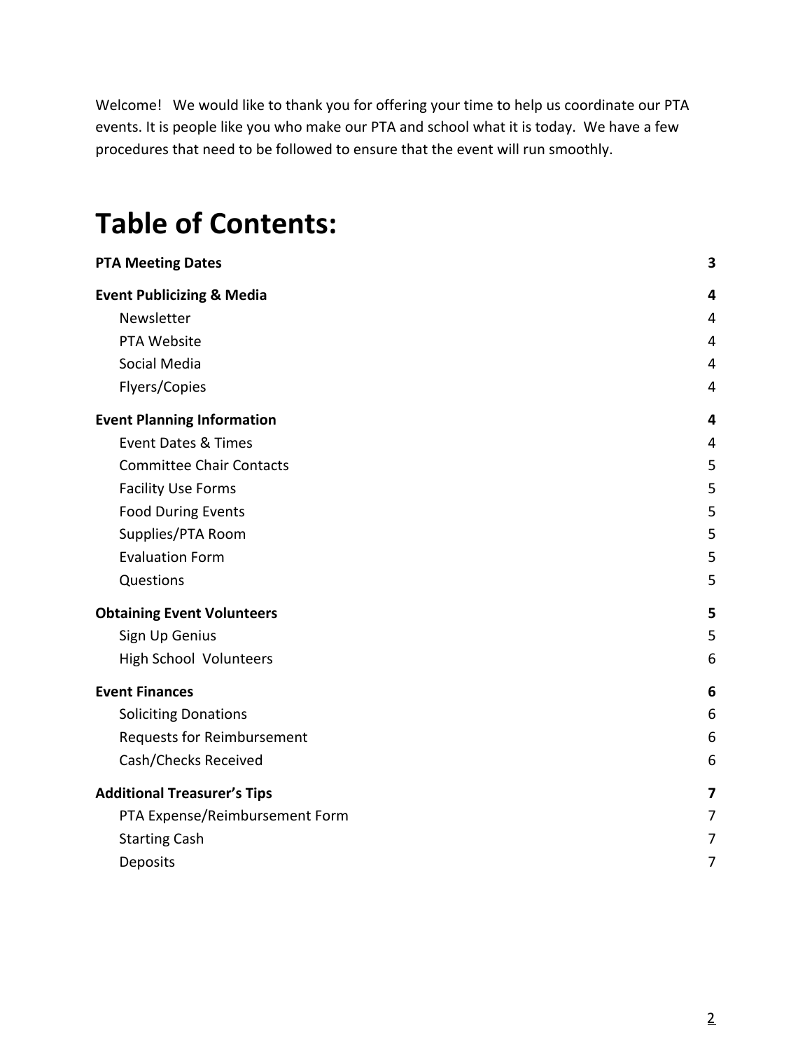Welcome! We would like to thank you for offering your time to help us coordinate our PTA events. It is people like you who make our PTA and school what it is today. We have a few procedures that need to be followed to ensure that the event will run smoothly.

# Table of Contents:

**PTA Meeting Dates** **3**

**Event Publicizing & Media** **4**
- Newsletter 4
- PTA Website 4
- Social Media 4
- Flyers/Copies 4

**Event Planning Information** **4**
- Event Dates & Times 4
- Committee Chair Contacts 5
- Facility Use Forms 5
- Food During Events 5
- Supplies/PTA Room 5
- Evaluation Form 5
- Questions 5

**Obtaining Event Volunteers** **5**
- Sign Up Genius 5
- High School Volunteers 6

**Event Finances** **6**
- Soliciting Donations 6
- Requests for Reimbursement 6
- Cash/Checks Received 6

**Additional Treasurer's Tips** **7**
- PTA Expense/Reimbursement Form 7
- Starting Cash 7
- Deposits 7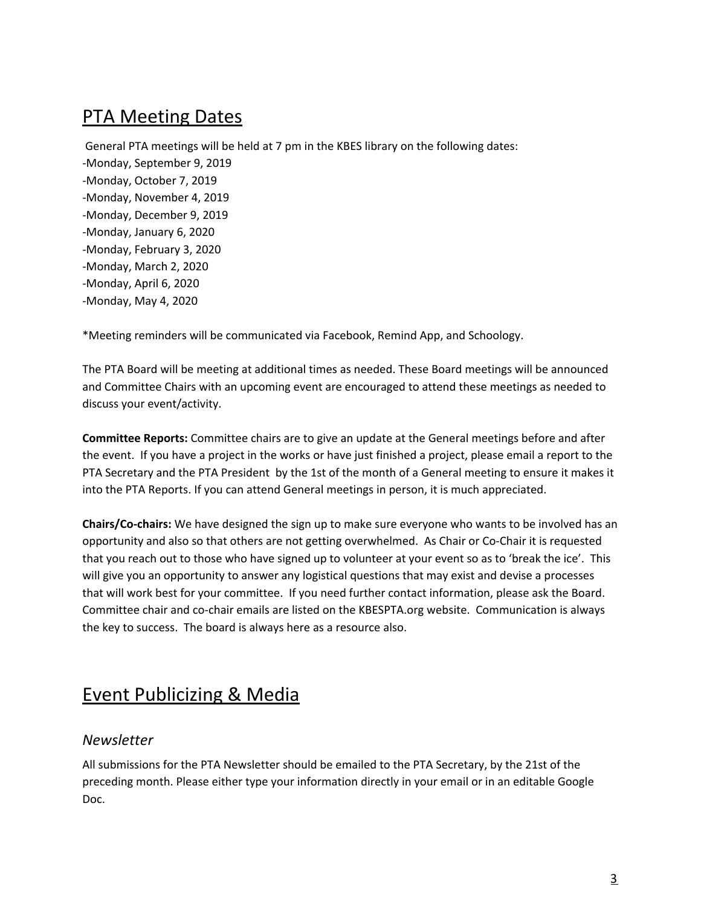## PTA Meeting Dates

General PTA meetings will be held at 7 pm in the KBES library on the following dates:

-Monday, September 9, 2019
-Monday, October 7, 2019
-Monday, November 4, 2019
-Monday, December 9, 2019
-Monday, January 6, 2020
-Monday, February 3, 2020
-Monday, March 2, 2020
-Monday, April 6, 2020
-Monday, May 4, 2020

*Meeting reminders will be communicated via Facebook, Remind App, and Schoology.

The PTA Board will be meeting at additional times as needed. These Board meetings will be announced and Committee Chairs with an upcoming event are encouraged to attend these meetings as needed to discuss your event/activity.

**Committee Reports:** Committee chairs are to give an update at the General meetings before and after the event. If you have a project in the works or have just finished a project, please email a report to the PTA Secretary and the PTA President by the 1st of the month of a General meeting to ensure it makes it into the PTA Reports. If you can attend General meetings in person, it is much appreciated.

**Chairs/Co-chairs:** We have designed the sign up to make sure everyone who wants to be involved has an opportunity and also so that others are not getting overwhelmed. As Chair or Co-Chair it is requested that you reach out to those who have signed up to volunteer at your event so as to 'break the ice'. This will give you an opportunity to answer any logistical questions that may exist and devise a processes that will work best for your committee. If you need further contact information, please ask the Board. Committee chair and co-chair emails are listed on the KBESPTA.org website. Communication is always the key to success. The board is always here as a resource also.

## Event Publicizing & Media

### *Newsletter*

All submissions for the PTA Newsletter should be emailed to the PTA Secretary, by the 21st of the preceding month. Please either type your information directly in your email or in an editable Google Doc.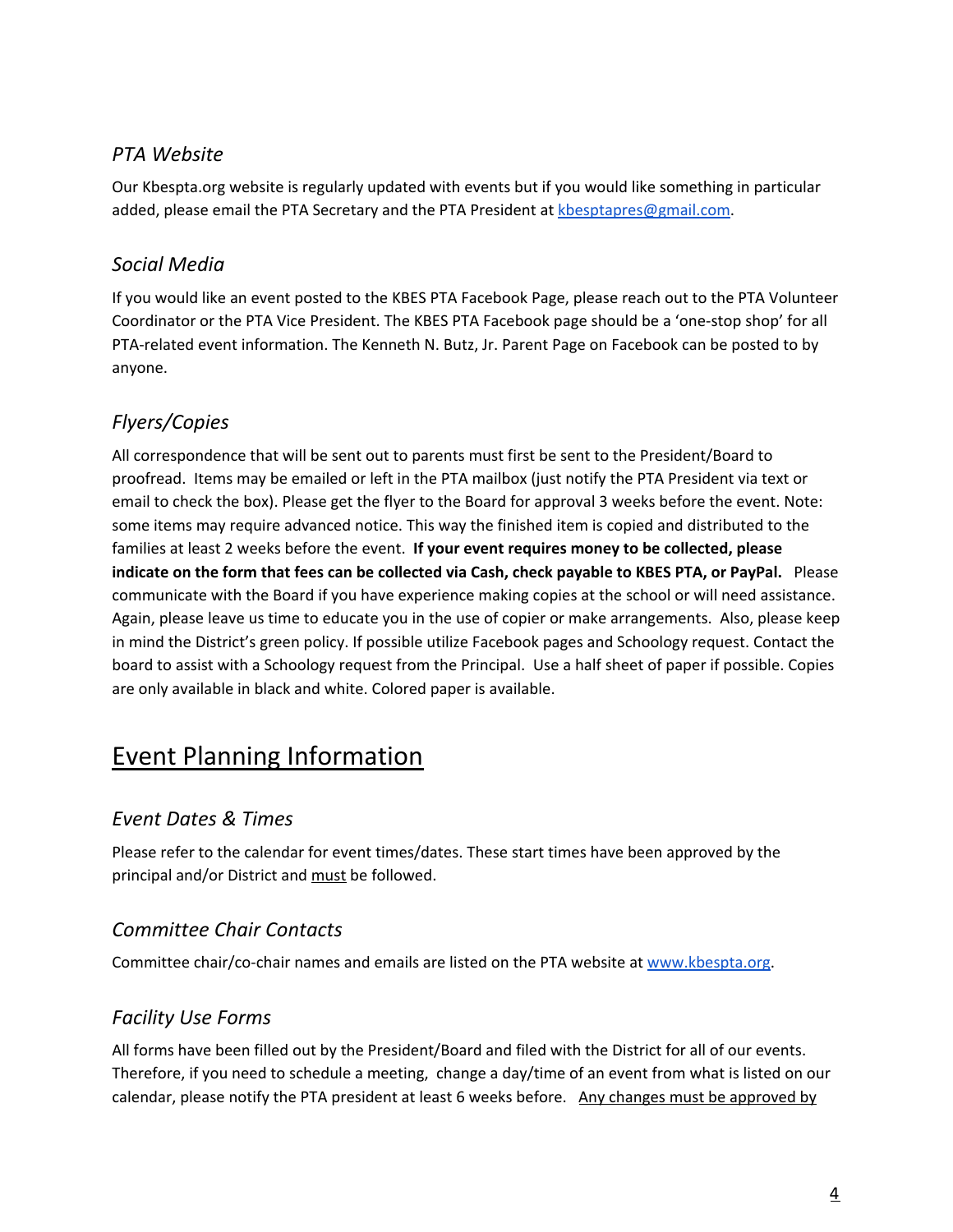### *PTA Website*

Our Kbespta.org website is regularly updated with events but if you would like something in particular added, please email the PTA Secretary and the PTA President at kbesptapres@gmail.com.

### *Social Media*

If you would like an event posted to the KBES PTA Facebook Page, please reach out to the PTA Volunteer Coordinator or the PTA Vice President. The KBES PTA Facebook page should be a 'one-stop shop' for all PTA-related event information. The Kenneth N. Butz, Jr. Parent Page on Facebook can be posted to by anyone.

### *Flyers/Copies*

All correspondence that will be sent out to parents must first be sent to the President/Board to proofread. Items may be emailed or left in the PTA mailbox (just notify the PTA President via text or email to check the box). Please get the flyer to the Board for approval 3 weeks before the event. Note: some items may require advanced notice. This way the finished item is copied and distributed to the families at least 2 weeks before the event. **If your event requires money to be collected, please indicate on the form that fees can be collected via Cash, check payable to KBES PTA, or PayPal.** Please communicate with the Board if you have experience making copies at the school or will need assistance. Again, please leave us time to educate you in the use of copier or make arrangements. Also, please keep in mind the District's green policy. If possible utilize Facebook pages and Schoology request. Contact the board to assist with a Schoology request from the Principal. Use a half sheet of paper if possible. Copies are only available in black and white. Colored paper is available.

## Event Planning Information

### *Event Dates & Times*

Please refer to the calendar for event times/dates. These start times have been approved by the principal and/or District and must be followed.

### *Committee Chair Contacts*

Committee chair/co-chair names and emails are listed on the PTA website at www.kbespta.org.

### *Facility Use Forms*

All forms have been filled out by the President/Board and filed with the District for all of our events. Therefore, if you need to schedule a meeting, change a day/time of an event from what is listed on our calendar, please notify the PTA president at least 6 weeks before. Any changes must be approved by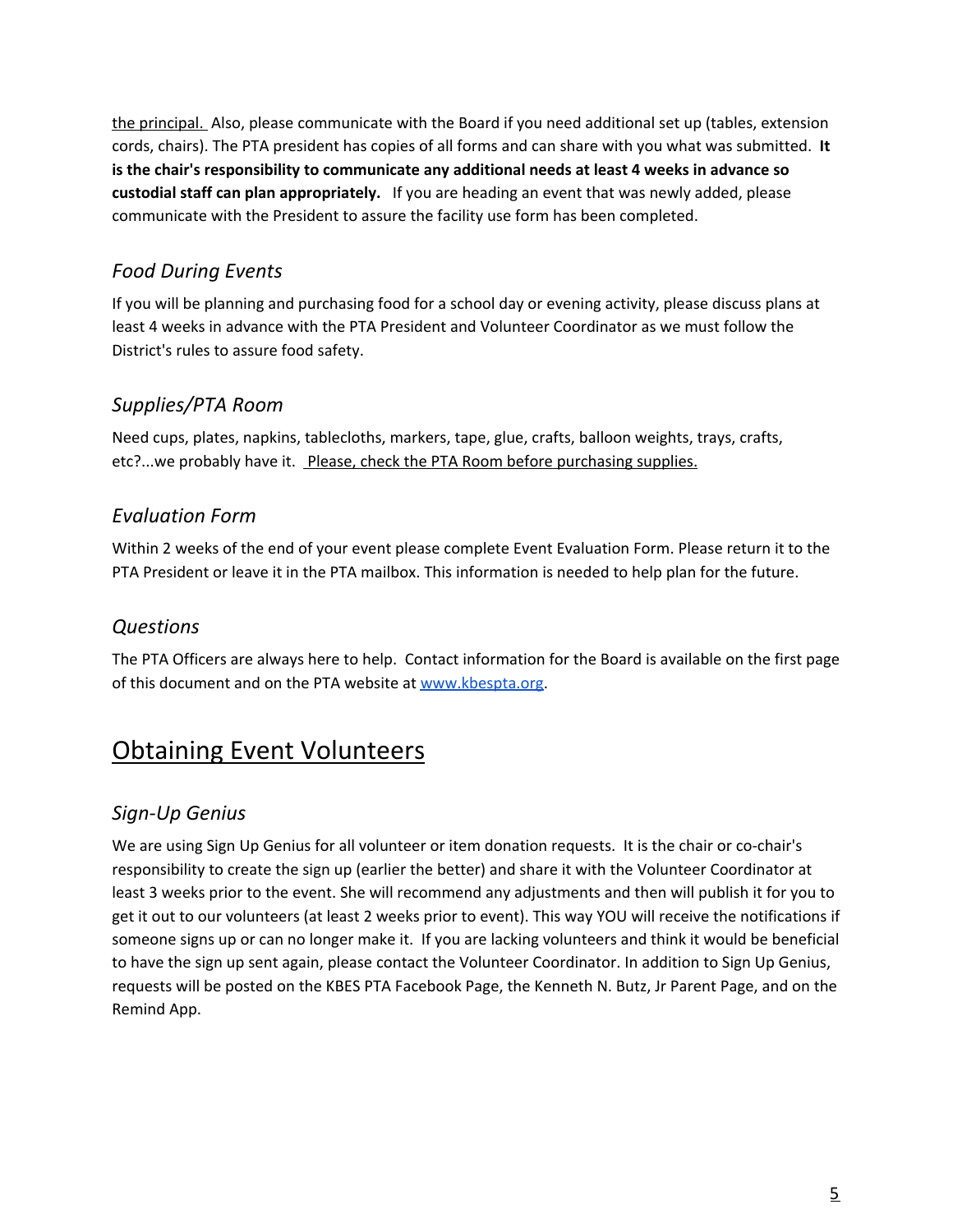the principal. Also, please communicate with the Board if you need additional set up (tables, extension cords, chairs). The PTA president has copies of all forms and can share with you what was submitted. **It is the chair's responsibility to communicate any additional needs at least 4 weeks in advance so custodial staff can plan appropriately.** If you are heading an event that was newly added, please communicate with the President to assure the facility use form has been completed.

### *Food During Events*

If you will be planning and purchasing food for a school day or evening activity, please discuss plans at least 4 weeks in advance with the PTA President and Volunteer Coordinator as we must follow the District's rules to assure food safety.

### *Supplies/PTA Room*

Need cups, plates, napkins, tablecloths, markers, tape, glue, crafts, balloon weights, trays, crafts, etc?...we probably have it. Please, check the PTA Room before purchasing supplies.

### *Evaluation Form*

Within 2 weeks of the end of your event please complete Event Evaluation Form. Please return it to the PTA President or leave it in the PTA mailbox. This information is needed to help plan for the future.

### *Questions*

The PTA Officers are always here to help. Contact information for the Board is available on the first page of this document and on the PTA website at [www.kbespta.org](http://www.kbespta.org).

## Obtaining Event Volunteers

### *Sign-Up Genius*

We are using Sign Up Genius for all volunteer or item donation requests. It is the chair or co-chair's responsibility to create the sign up (earlier the better) and share it with the Volunteer Coordinator at least 3 weeks prior to the event. She will recommend any adjustments and then will publish it for you to get it out to our volunteers (at least 2 weeks prior to event). This way YOU will receive the notifications if someone signs up or can no longer make it. If you are lacking volunteers and think it would be beneficial to have the sign up sent again, please contact the Volunteer Coordinator. In addition to Sign Up Genius, requests will be posted on the KBES PTA Facebook Page, the Kenneth N. Butz, Jr Parent Page, and on the Remind App.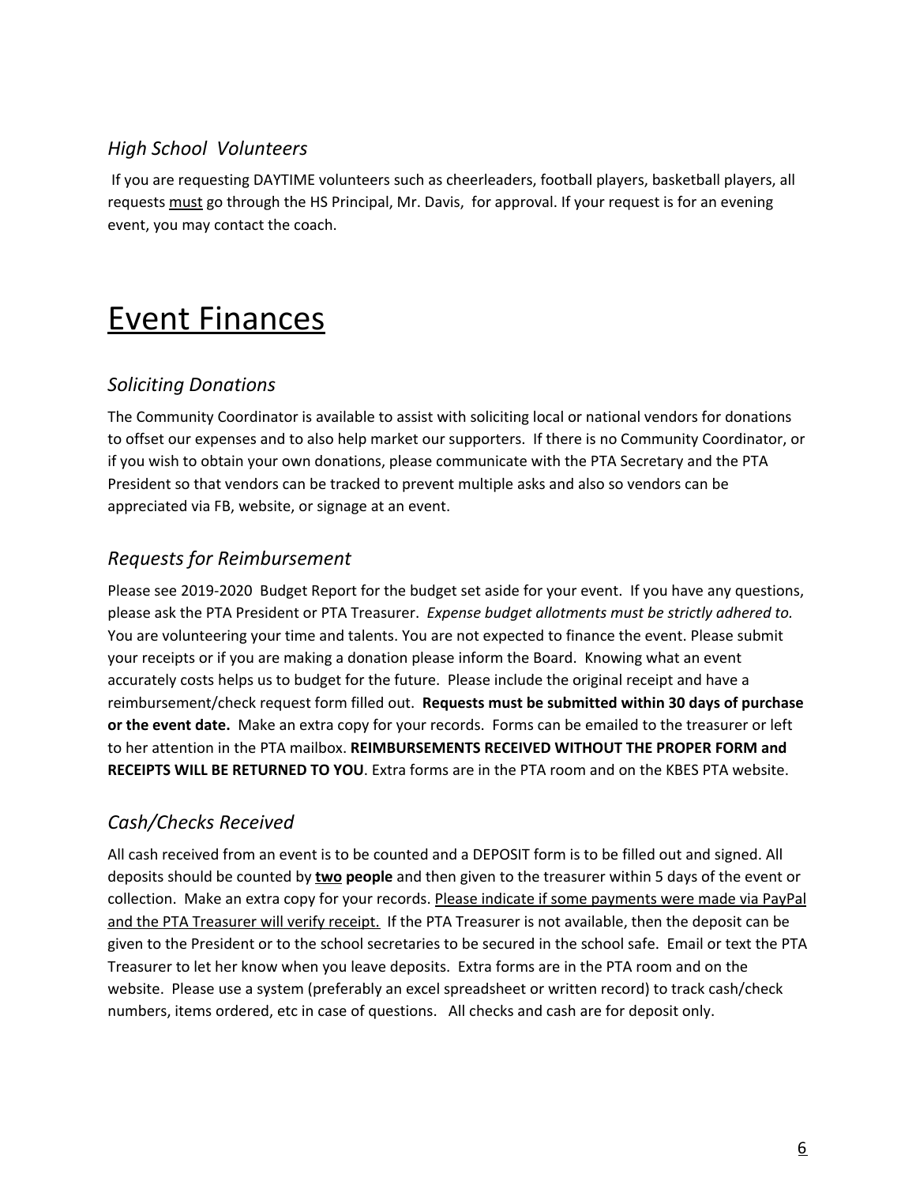### *High School Volunteers*

If you are requesting DAYTIME volunteers such as cheerleaders, football players, basketball players, all requests <u>must</u> go through the HS Principal, Mr. Davis, for approval. If your request is for an evening event, you may contact the coach.

# <u>Event Finances</u>

### *Soliciting Donations*

The Community Coordinator is available to assist with soliciting local or national vendors for donations to offset our expenses and to also help market our supporters. If there is no Community Coordinator, or if you wish to obtain your own donations, please communicate with the PTA Secretary and the PTA President so that vendors can be tracked to prevent multiple asks and also so vendors can be appreciated via FB, website, or signage at an event.

### *Requests for Reimbursement*

Please see 2019-2020 Budget Report for the budget set aside for your event. If you have any questions, please ask the PTA President or PTA Treasurer. *Expense budget allotments must be strictly adhered to.* You are volunteering your time and talents. You are not expected to finance the event. Please submit your receipts or if you are making a donation please inform the Board. Knowing what an event accurately costs helps us to budget for the future. Please include the original receipt and have a reimbursement/check request form filled out. **Requests must be submitted within 30 days of purchase or the event date.** Make an extra copy for your records. Forms can be emailed to the treasurer or left to her attention in the PTA mailbox. **REIMBURSEMENTS RECEIVED WITHOUT THE PROPER FORM and RECEIPTS WILL BE RETURNED TO YOU**. Extra forms are in the PTA room and on the KBES PTA website.

### *Cash/Checks Received*

All cash received from an event is to be counted and a DEPOSIT form is to be filled out and signed. All deposits should be counted by <u>**two**</u> **people** and then given to the treasurer within 5 days of the event or collection. Make an extra copy for your records. <u>Please indicate if some payments were made via PayPal and the PTA Treasurer will verify receipt.</u> If the PTA Treasurer is not available, then the deposit can be given to the President or to the school secretaries to be secured in the school safe. Email or text the PTA Treasurer to let her know when you leave deposits. Extra forms are in the PTA room and on the website. Please use a system (preferably an excel spreadsheet or written record) to track cash/check numbers, items ordered, etc in case of questions. All checks and cash are for deposit only.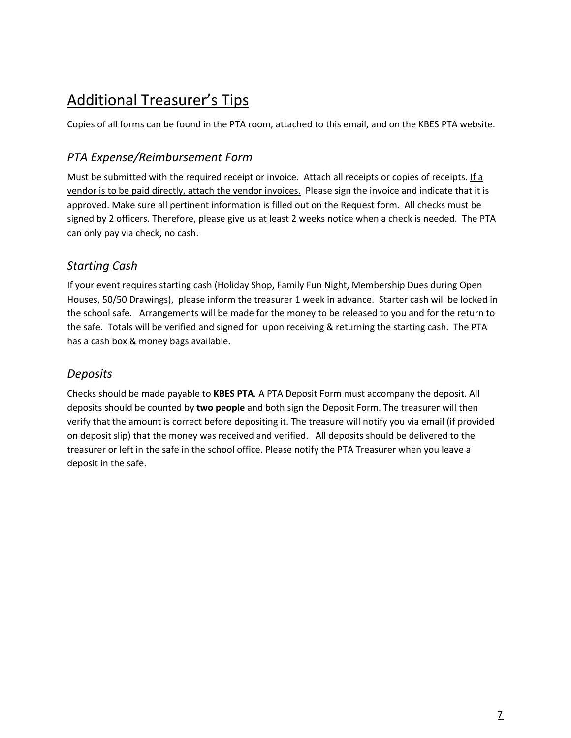# Additional Treasurer's Tips

Copies of all forms can be found in the PTA room, attached to this email, and on the KBES PTA website.

## *PTA Expense/Reimbursement Form*

Must be submitted with the required receipt or invoice. Attach all receipts or copies of receipts. <u>If a vendor is to be paid directly, attach the vendor invoices.</u> Please sign the invoice and indicate that it is approved. Make sure all pertinent information is filled out on the Request form. All checks must be signed by 2 officers. Therefore, please give us at least 2 weeks notice when a check is needed. The PTA can only pay via check, no cash.

## *Starting Cash*

If your event requires starting cash (Holiday Shop, Family Fun Night, Membership Dues during Open Houses, 50/50 Drawings), please inform the treasurer 1 week in advance. Starter cash will be locked in the school safe. Arrangements will be made for the money to be released to you and for the return to the safe. Totals will be verified and signed for upon receiving & returning the starting cash. The PTA has a cash box & money bags available.

## *Deposits*

Checks should be made payable to **KBES PTA**. A PTA Deposit Form must accompany the deposit. All deposits should be counted by **two people** and both sign the Deposit Form. The treasurer will then verify that the amount is correct before depositing it. The treasure will notify you via email (if provided on deposit slip) that the money was received and verified. All deposits should be delivered to the treasurer or left in the safe in the school office. Please notify the PTA Treasurer when you leave a deposit in the safe.